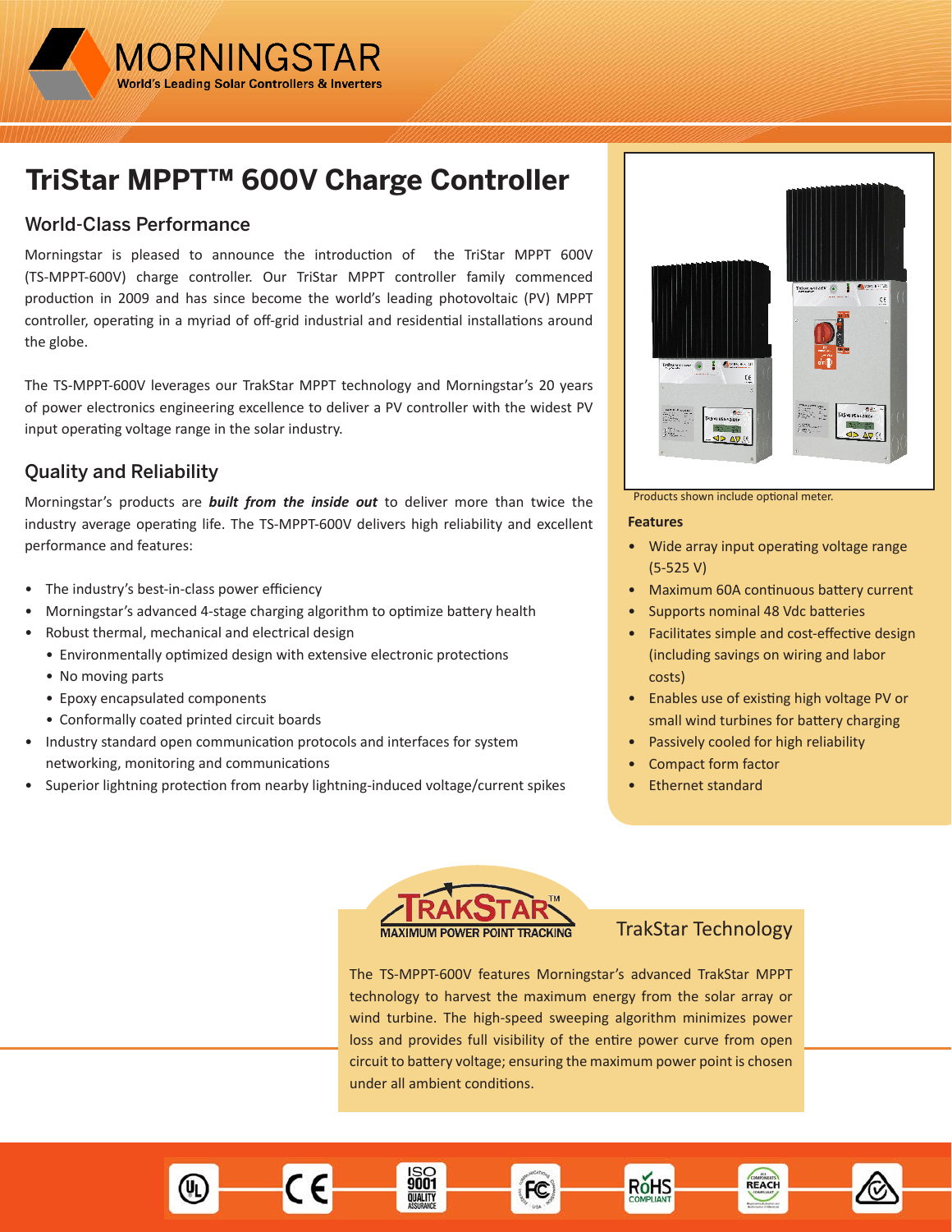# TriStar MPPT™ 600V Charge Controller

## World-Class Performance

Morningstar is pleased to announce the introduction of the TriStar MPPT 600V (TS-MPPT-600V) charge controller. Our TriStar MPPT controller family commenced production in 2009 and has since become the world's leading photovoltaic (PV) MPPT controller, operating in a myriad of off-grid industrial and residential installations around the globe.

The TS-MPPT-600V leverages our TrakStar MPPT technology and Morningstar's 20 years of power electronics engineering excellence to deliver a PV controller with the widest PV input operating voltage range in the solar industry.

## Quality and Reliability

Morningstar's products are ***built from the inside out*** to deliver more than twice the industry average operating life. The TS-MPPT-600V delivers high reliability and excellent performance and features:

- The industry's best-in-class power efficiency
- Morningstar's advanced 4-stage charging algorithm to optimize battery health
- Robust thermal, mechanical and electrical design
  - Environmentally optimized design with extensive electronic protections
  - No moving parts
  - Epoxy encapsulated components
  - Conformally coated printed circuit boards
- Industry standard open communication protocols and interfaces for system networking, monitoring and communications
- Superior lightning protection from nearby lightning-induced voltage/current spikes

Products shown include optional meter.

**Features**

- Wide array input operating voltage range (5-525 V)
- Maximum 60A continuous battery current
- Supports nominal 48 Vdc batteries
- Facilitates simple and cost-effective design (including savings on wiring and labor costs)
- Enables use of existing high voltage PV or small wind turbines for battery charging
- Passively cooled for high reliability
- Compact form factor
- Ethernet standard

## TrakStar Technology

The TS-MPPT-600V features Morningstar's advanced TrakStar MPPT technology to harvest the maximum energy from the solar array or wind turbine. The high-speed sweeping algorithm minimizes power loss and provides full visibility of the entire power curve from open circuit to battery voltage; ensuring the maximum power point is chosen under all ambient conditions.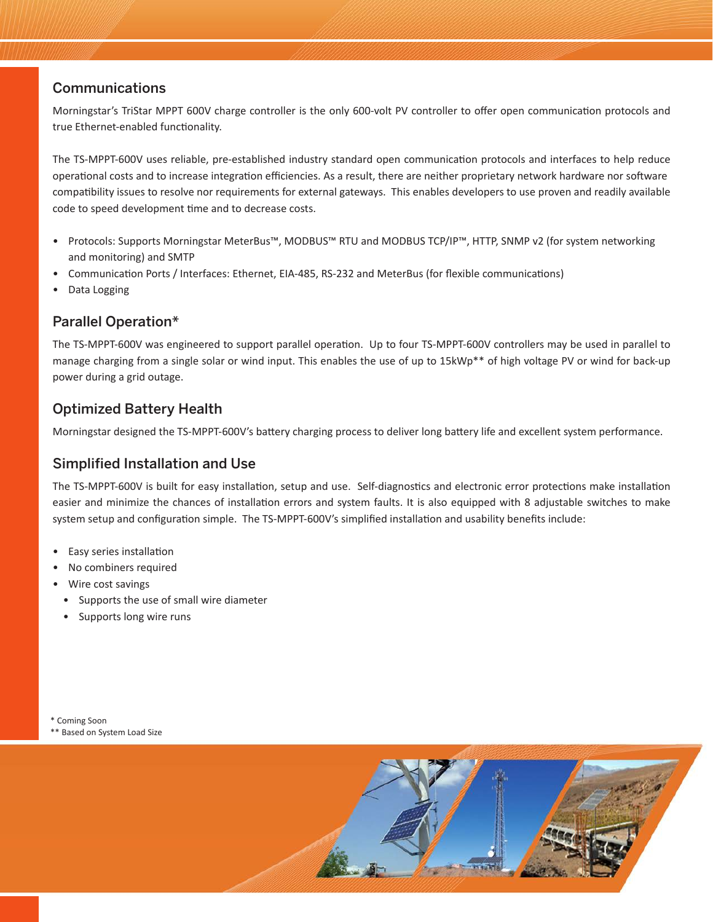## Communications

Morningstar's TriStar MPPT 600V charge controller is the only 600-volt PV controller to offer open communication protocols and true Ethernet-enabled functionality.

The TS-MPPT-600V uses reliable, pre-established industry standard open communication protocols and interfaces to help reduce operational costs and to increase integration efficiencies. As a result, there are neither proprietary network hardware nor software compatibility issues to resolve nor requirements for external gateways. This enables developers to use proven and readily available code to speed development time and to decrease costs.

- Protocols: Supports Morningstar MeterBus™, MODBUS™ RTU and MODBUS TCP/IP™, HTTP, SNMP v2 (for system networking and monitoring) and SMTP
- Communication Ports / Interfaces: Ethernet, EIA-485, RS-232 and MeterBus (for flexible communications)
- Data Logging

## Parallel Operation*

The TS-MPPT-600V was engineered to support parallel operation. Up to four TS-MPPT-600V controllers may be used in parallel to manage charging from a single solar or wind input. This enables the use of up to 15kWp** of high voltage PV or wind for back-up power during a grid outage.

## Optimized Battery Health

Morningstar designed the TS-MPPT-600V's battery charging process to deliver long battery life and excellent system performance.

## Simplified Installation and Use

The TS-MPPT-600V is built for easy installation, setup and use. Self-diagnostics and electronic error protections make installation easier and minimize the chances of installation errors and system faults. It is also equipped with 8 adjustable switches to make system setup and configuration simple. The TS-MPPT-600V's simplified installation and usability benefits include:

- Easy series installation
- No combiners required
- Wire cost savings
  - Supports the use of small wire diameter
  - Supports long wire runs

* Coming Soon
** Based on System Load Size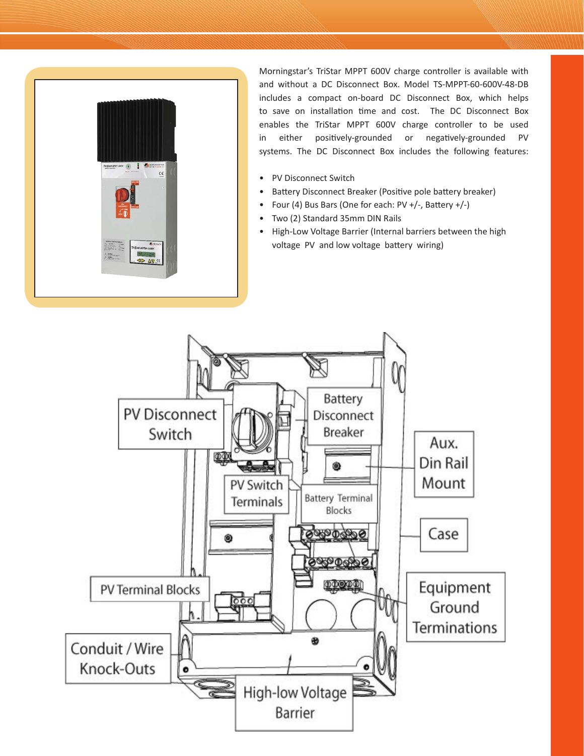Morningstar's TriStar MPPT 600V charge controller is available with and without a DC Disconnect Box. Model TS-MPPT-60-600V-48-DB includes a compact on-board DC Disconnect Box, which helps to save on installation time and cost. The DC Disconnect Box enables the TriStar MPPT 600V charge controller to be used in either positively-grounded or negatively-grounded PV systems. The DC Disconnect Box includes the following features:

- PV Disconnect Switch
- Battery Disconnect Breaker (Positive pole battery breaker)
- Four (4) Bus Bars (One for each: PV +/-, Battery +/-)
- Two (2) Standard 35mm DIN Rails
- High-Low Voltage Barrier (Internal barriers between the high voltage PV and low voltage battery wiring)

PV Disconnect Switch

Battery Disconnect Breaker

Aux. Din Rail Mount

PV Switch Terminals

Battery Terminal Blocks

Case

PV Terminal Blocks

Equipment Ground Terminations

Conduit / Wire Knock-Outs

High-low Voltage Barrier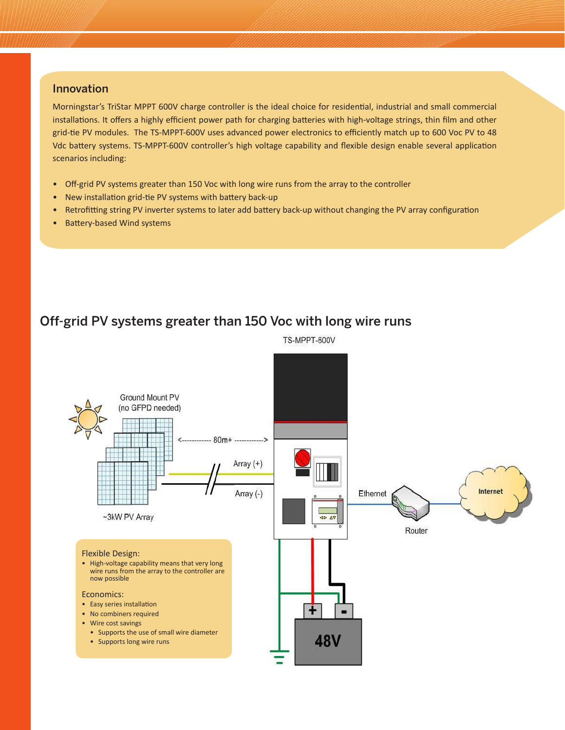## Innovation

Morningstar's TriStar MPPT 600V charge controller is the ideal choice for residential, industrial and small commercial installations. It offers a highly efficient power path for charging batteries with high-voltage strings, thin film and other grid-tie PV modules. The TS-MPPT-600V uses advanced power electronics to efficiently match up to 600 Voc PV to 48 Vdc battery systems. TS-MPPT-600V controller's high voltage capability and flexible design enable several application scenarios including:

- Off-grid PV systems greater than 150 Voc with long wire runs from the array to the controller
- New installation grid-tie PV systems with battery back-up
- Retrofitting string PV inverter systems to later add battery back-up without changing the PV array configuration
- Battery-based Wind systems

## Off-grid PV systems greater than 150 Voc with long wire runs

TS-MPPT-600V

Ground Mount PV (no GFPD needed)

<------------ 80m+ ------------>

Array (+)

Array (-)

~3kW PV Array

Ethernet

Router

Internet

48V

Flexible Design:

- High-voltage capability means that very long wire runs from the array to the controller are now possible

Economics:

- Easy series installation
- No combiners required
- Wire cost savings
  - Supports the use of small wire diameter
  - Supports long wire runs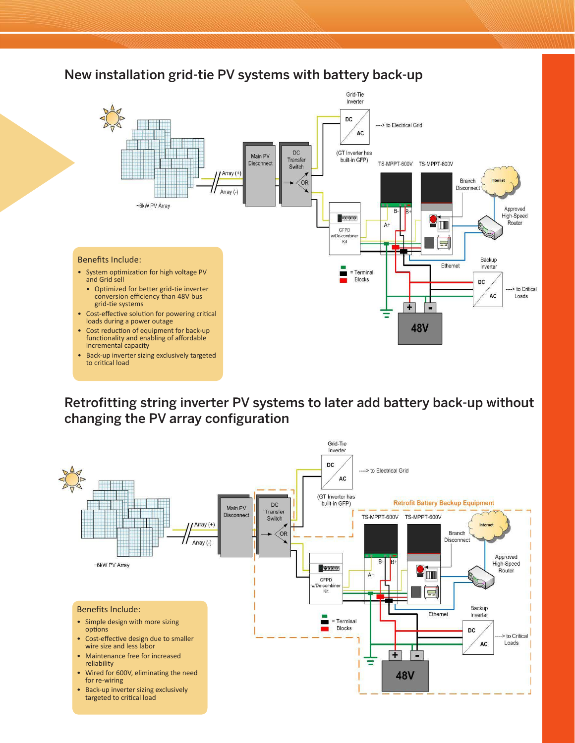## New installation grid-tie PV systems with battery back-up

Grid-Tie Inverter

DC / AC

----> to Electrical Grid

(GT Inverter has built-in GFP)

~6kW PV Array

Array (+)

Array (-)

Main PV Disconnect

DC Transfer Switch

OR

TS-MPPT-600V

TS-MPPT-600V

Branch Disconnect

Internet

Approved High-Speed Router

GFPD w/De-combiner Kit

B-

B+

A+

Ethernet

Backup Inverter

DC / AC

----> to Critical Loads

= Terminal Blocks

48V

**Benefits Include:**

- System optimization for high voltage PV and Grid sell
  - Optimized for better grid-tie inverter conversion efficiency than 48V bus grid-tie systems
- Cost-effective solution for powering critical loads during a power outage
- Cost reduction of equipment for back-up functionality and enabling of affordable incremental capacity
- Back-up inverter sizing exclusively targeted to critical load

## Retrofitting string inverter PV systems to later add battery back-up without changing the PV array configuration

Grid-Tie Inverter

DC / AC

----> to Electrical Grid

(GT Inverter has built-in GFP)

Retrofit Battery Backup Equipment

~6kW PV Array

Array (+)

Array (-)

Main PV Disconnect

DC Transfer Switch

OR

TS-MPPT-600V

TS-MPPT-600V

Branch Disconnect

Internet

Approved High-Speed Router

GFPD w/De-combiner Kit

B-

B+

A+

Ethernet

Backup Inverter

DC / AC

----> to Critical Loads

= Terminal Blocks

48V

**Benefits Include:**

- Simple design with more sizing options
- Cost-effective design due to smaller wire size and less labor
- Maintenance free for increased reliability
- Wired for 600V, eliminating the need for re-wiring
- Back-up inverter sizing exclusively targeted to critical load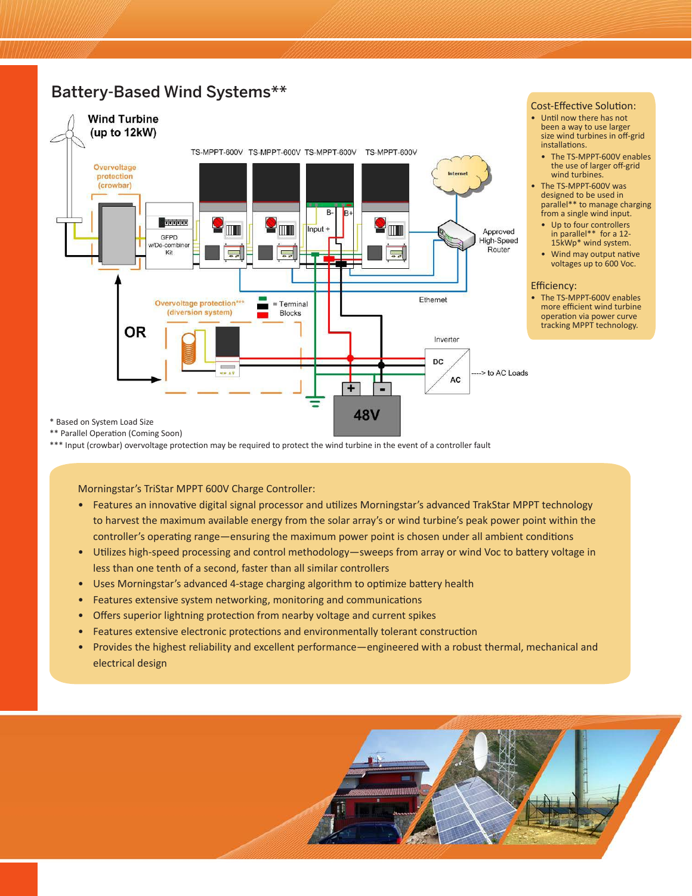## Battery-Based Wind Systems**

Wind Turbine (up to 12kW)

TS-MPPT-600V TS-MPPT-600V TS-MPPT-600V TS-MPPT-600V

Overvoltage protection (crowbar)

GFPD w/De-combiner Kit

Internet

Approved High-Speed Router

Ethernet

Overvoltage protection*** (diversion system)

= Terminal Blocks

OR

Inverter

DC AC

----> to AC Loads

48V

\* Based on System Load Size

\** Parallel Operation (Coming Soon)

\*** Input (crowbar) overvoltage protection may be required to protect the wind turbine in the event of a controller fault

### Cost-Effective Solution:

- Until now there has not been a way to use larger size wind turbines in off-grid installations.
  - The TS-MPPT-600V enables the use of larger off-grid wind turbines.
- The TS-MPPT-600V was designed to be used in parallel** to manage charging from a single wind input.
  - Up to four controllers in parallel** for a 12-15kWp* wind system.
  - Wind may output native voltages up to 600 Voc.

### Efficiency:

- The TS-MPPT-600V enables more efficient wind turbine operation via power curve tracking MPPT technology.

Morningstar's TriStar MPPT 600V Charge Controller:

- Features an innovative digital signal processor and utilizes Morningstar's advanced TrakStar MPPT technology to harvest the maximum available energy from the solar array's or wind turbine's peak power point within the controller's operating range—ensuring the maximum power point is chosen under all ambient conditions
- Utilizes high-speed processing and control methodology—sweeps from array or wind Voc to battery voltage in less than one tenth of a second, faster than all similar controllers
- Uses Morningstar's advanced 4-stage charging algorithm to optimize battery health
- Features extensive system networking, monitoring and communications
- Offers superior lightning protection from nearby voltage and current spikes
- Features extensive electronic protections and environmentally tolerant construction
- Provides the highest reliability and excellent performance—engineered with a robust thermal, mechanical and electrical design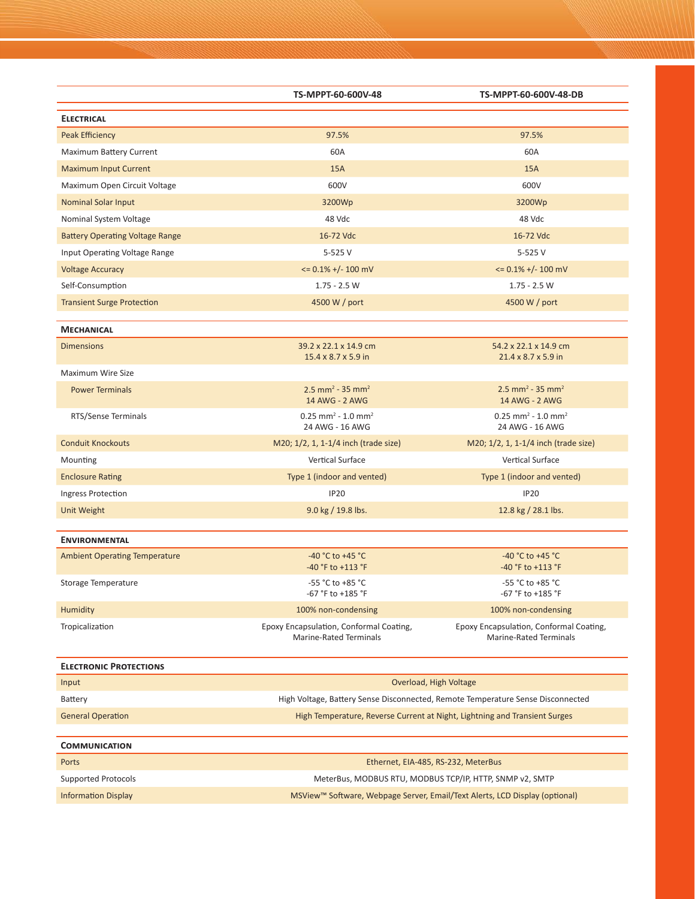| | TS-MPPT-60-600V-48 | TS-MPPT-60-600V-48-DB |
|---|---|---|
| **ELECTRICAL** | | |
| Peak Efficiency | 97.5% | 97.5% |
| Maximum Battery Current | 60A | 60A |
| Maximum Input Current | 15A | 15A |
| Maximum Open Circuit Voltage | 600V | 600V |
| Nominal Solar Input | 3200Wp | 3200Wp |
| Nominal System Voltage | 48 Vdc | 48 Vdc |
| Battery Operating Voltage Range | 16-72 Vdc | 16-72 Vdc |
| Input Operating Voltage Range | 5-525 V | 5-525 V |
| Voltage Accuracy | <= 0.1% +/- 100 mV | <= 0.1% +/- 100 mV |
| Self-Consumption | 1.75 - 2.5 W | 1.75 - 2.5 W |
| Transient Surge Protection | 4500 W / port | 4500 W / port |
| **MECHANICAL** | | |
| Dimensions | 39.2 x 22.1 x 14.9 cm<br>15.4 x 8.7 x 5.9 in | 54.2 x 22.1 x 14.9 cm<br>21.4 x 8.7 x 5.9 in |
| Maximum Wire Size | | |
| Power Terminals | 2.5 $mm^2$ - 35 $mm^2$<br>14 AWG - 2 AWG | 2.5 $mm^2$ - 35 $mm^2$<br>14 AWG - 2 AWG |
| RTS/Sense Terminals | 0.25 $mm^2$ - 1.0 $mm^2$<br>24 AWG - 16 AWG | 0.25 $mm^2$ - 1.0 $mm^2$<br>24 AWG - 16 AWG |
| Conduit Knockouts | M20; 1/2, 1, 1-1/4 inch (trade size) | M20; 1/2, 1, 1-1/4 inch (trade size) |
| Mounting | Vertical Surface | Vertical Surface |
| Enclosure Rating | Type 1 (indoor and vented) | Type 1 (indoor and vented) |
| Ingress Protection | IP20 | IP20 |
| Unit Weight | 9.0 kg / 19.8 lbs. | 12.8 kg / 28.1 lbs. |
| **ENVIRONMENTAL** | | |
| Ambient Operating Temperature | -40 °C to +45 °C<br>-40 °F to +113 °F | -40 °C to +45 °C<br>-40 °F to +113 °F |
| Storage Temperature | -55 °C to +85 °C<br>-67 °F to +185 °F | -55 °C to +85 °C<br>-67 °F to +185 °F |
| Humidity | 100% non-condensing | 100% non-condensing |
| Tropicalization | Epoxy Encapsulation, Conformal Coating, Marine-Rated Terminals | Epoxy Encapsulation, Conformal Coating, Marine-Rated Terminals |
| **ELECTRONIC PROTECTIONS** | | |
| Input | Overload, High Voltage | |
| Battery | High Voltage, Battery Sense Disconnected, Remote Temperature Sense Disconnected | |
| General Operation | High Temperature, Reverse Current at Night, Lightning and Transient Surges | |
| **COMMUNICATION** | | |
| Ports | Ethernet, EIA-485, RS-232, MeterBus | |
| Supported Protocols | MeterBus, MODBUS RTU, MODBUS TCP/IP, HTTP, SNMP v2, SMTP | |
| Information Display | MSView™ Software, Webpage Server, Email/Text Alerts, LCD Display (optional) | |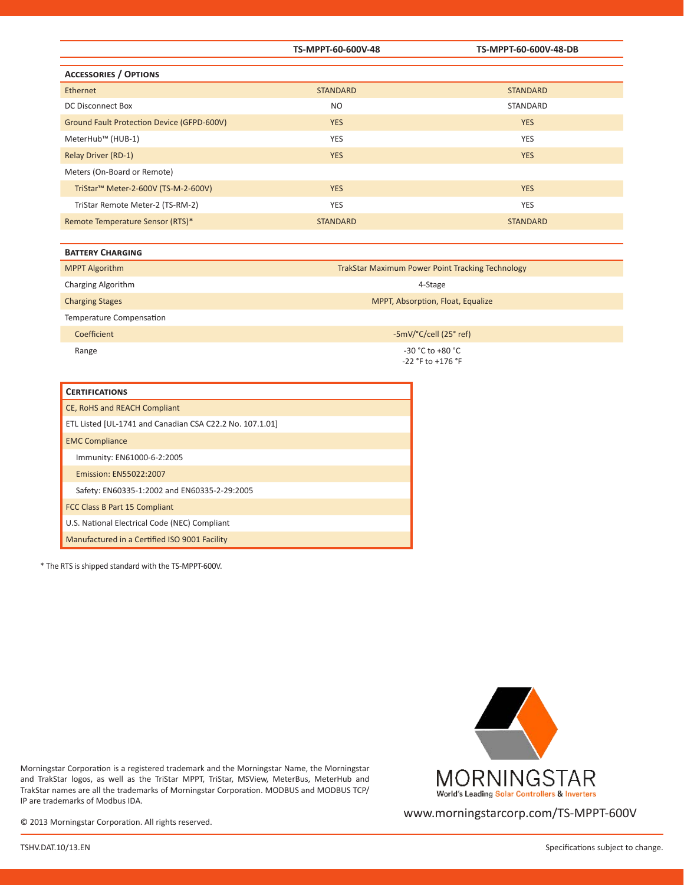| | TS-MPPT-60-600V-48 | TS-MPPT-60-600V-48-DB |
|---|---|---|
| **Accessories / Options** | | |
| Ethernet | STANDARD | STANDARD |
| DC Disconnect Box | NO | STANDARD |
| Ground Fault Protection Device (GFPD-600V) | YES | YES |
| MeterHub™ (HUB-1) | YES | YES |
| Relay Driver (RD-1) | YES | YES |
| Meters (On-Board or Remote) | | |
| TriStar™ Meter-2-600V (TS-M-2-600V) | YES | YES |
| TriStar Remote Meter-2 (TS-RM-2) | YES | YES |
| Remote Temperature Sensor (RTS)* | STANDARD | STANDARD |

| **Battery Charging** | |
|---|---|
| MPPT Algorithm | TrakStar Maximum Power Point Tracking Technology |
| Charging Algorithm | 4-Stage |
| Charging Stages | MPPT, Absorption, Float, Equalize |
| Temperature Compensation | |
| Coefficient | -5mV/°C/cell (25° ref) |
| Range | -30 °C to +80 °C<br>-22 °F to +176 °F |

| **Certifications** |
|---|
| CE, RoHS and REACH Compliant |
| ETL Listed [UL-1741 and Canadian CSA C22.2 No. 107.1.01] |
| EMC Compliance |
| Immunity: EN61000-6-2:2005 |
| Emission: EN55022:2007 |
| Safety: EN60335-1:2002 and EN60335-2-29:2005 |
| FCC Class B Part 15 Compliant |
| U.S. National Electrical Code (NEC) Compliant |
| Manufactured in a Certified ISO 9001 Facility |

* The RTS is shipped standard with the TS-MPPT-600V.

Morningstar Corporation is a registered trademark and the Morningstar Name, the Morningstar and TrakStar logos, as well as the TriStar MPPT, TriStar, MSView, MeterBus, MeterHub and TrakStar names are all the trademarks of Morningstar Corporation. MODBUS and MODBUS TCP/IP are trademarks of Modbus IDA.

© 2013 Morningstar Corporation. All rights reserved.

MORNINGSTAR
World's Leading Solar Controllers & Inverters

www.morningstarcorp.com/TS-MPPT-600V

TSHV.DAT.10/13.EN

Specifications subject to change.